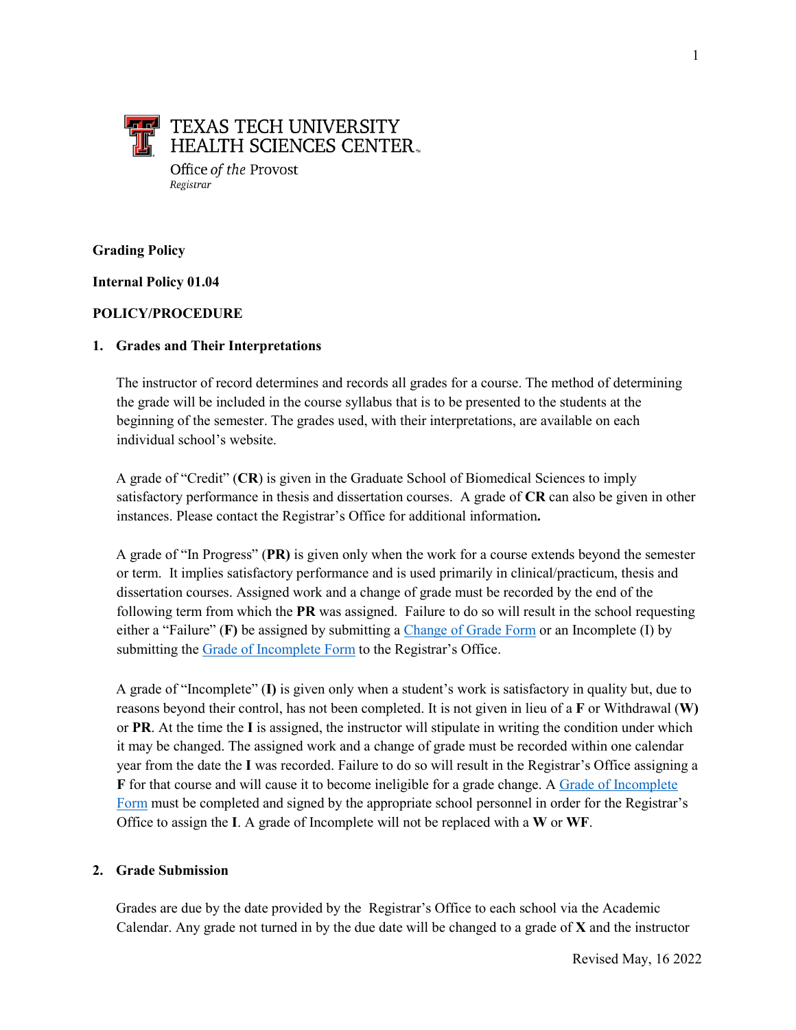TEXAS TECH UNIVERSITY
HEALTH SCIENCES CENTER

Office *of the* Provost
*Registrar*

**Grading Policy**

**Internal Policy 01.04**

**POLICY/PROCEDURE**

## 1. Grades and Their Interpretations

The instructor of record determines and records all grades for a course. The method of determining the grade will be included in the course syllabus that is to be presented to the students at the beginning of the semester. The grades used, with their interpretations, are available on each individual school's website.

A grade of "Credit" (**CR**) is given in the Graduate School of Biomedical Sciences to imply satisfactory performance in thesis and dissertation courses. A grade of **CR** can also be given in other instances. Please contact the Registrar's Office for additional information**.**

A grade of "In Progress" (**PR)** is given only when the work for a course extends beyond the semester or term. It implies satisfactory performance and is used primarily in clinical/practicum, thesis and dissertation courses. Assigned work and a change of grade must be recorded by the end of the following term from which the **PR** was assigned. Failure to do so will result in the school requesting either a "Failure" (**F)** be assigned by submitting a Change of Grade Form or an Incomplete (I) by submitting the Grade of Incomplete Form to the Registrar's Office.

A grade of "Incomplete" (**I)** is given only when a student's work is satisfactory in quality but, due to reasons beyond their control, has not been completed. It is not given in lieu of a **F** or Withdrawal (**W)** or **PR**. At the time the **I** is assigned, the instructor will stipulate in writing the condition under which it may be changed. The assigned work and a change of grade must be recorded within one calendar year from the date the **I** was recorded. Failure to do so will result in the Registrar's Office assigning a **F** for that course and will cause it to become ineligible for a grade change. A Grade of Incomplete Form must be completed and signed by the appropriate school personnel in order for the Registrar's Office to assign the **I**. A grade of Incomplete will not be replaced with a **W** or **WF**.

## 2. Grade Submission

Grades are due by the date provided by the Registrar's Office to each school via the Academic Calendar. Any grade not turned in by the due date will be changed to a grade of **X** and the instructor

Revised May, 16 2022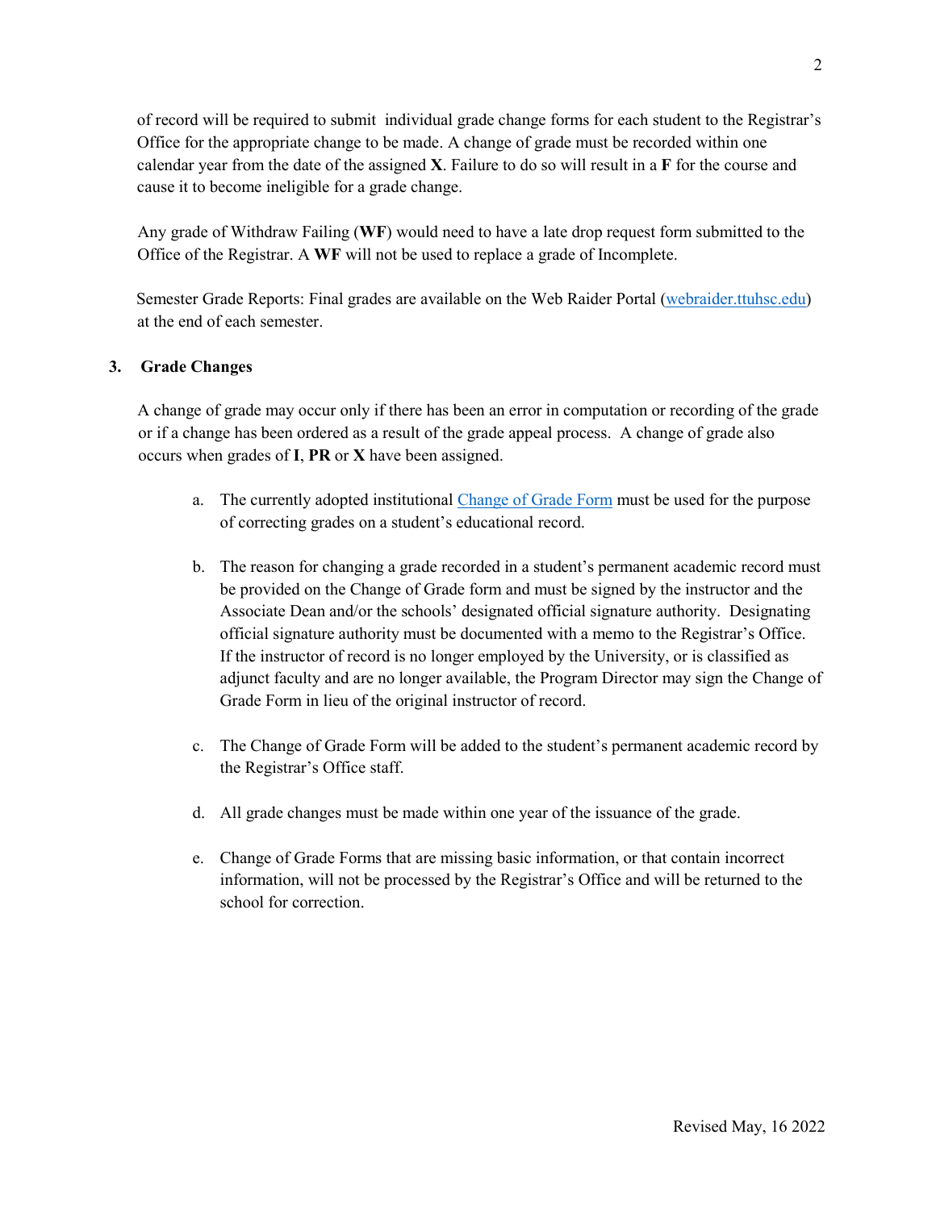of record will be required to submit individual grade change forms for each student to the Registrar's Office for the appropriate change to be made. A change of grade must be recorded within one calendar year from the date of the assigned **X**. Failure to do so will result in a **F** for the course and cause it to become ineligible for a grade change.

Any grade of Withdraw Failing (**WF**) would need to have a late drop request form submitted to the Office of the Registrar. A **WF** will not be used to replace a grade of Incomplete.

Semester Grade Reports: Final grades are available on the Web Raider Portal (webraider.ttuhsc.edu) at the end of each semester.

## 3. Grade Changes

A change of grade may occur only if there has been an error in computation or recording of the grade or if a change has been ordered as a result of the grade appeal process. A change of grade also occurs when grades of **I**, **PR** or **X** have been assigned.

a. The currently adopted institutional Change of Grade Form must be used for the purpose of correcting grades on a student's educational record.

b. The reason for changing a grade recorded in a student's permanent academic record must be provided on the Change of Grade form and must be signed by the instructor and the Associate Dean and/or the schools' designated official signature authority. Designating official signature authority must be documented with a memo to the Registrar's Office. If the instructor of record is no longer employed by the University, or is classified as adjunct faculty and are no longer available, the Program Director may sign the Change of Grade Form in lieu of the original instructor of record.

c. The Change of Grade Form will be added to the student's permanent academic record by the Registrar's Office staff.

d. All grade changes must be made within one year of the issuance of the grade.

e. Change of Grade Forms that are missing basic information, or that contain incorrect information, will not be processed by the Registrar's Office and will be returned to the school for correction.

Revised May, 16 2022